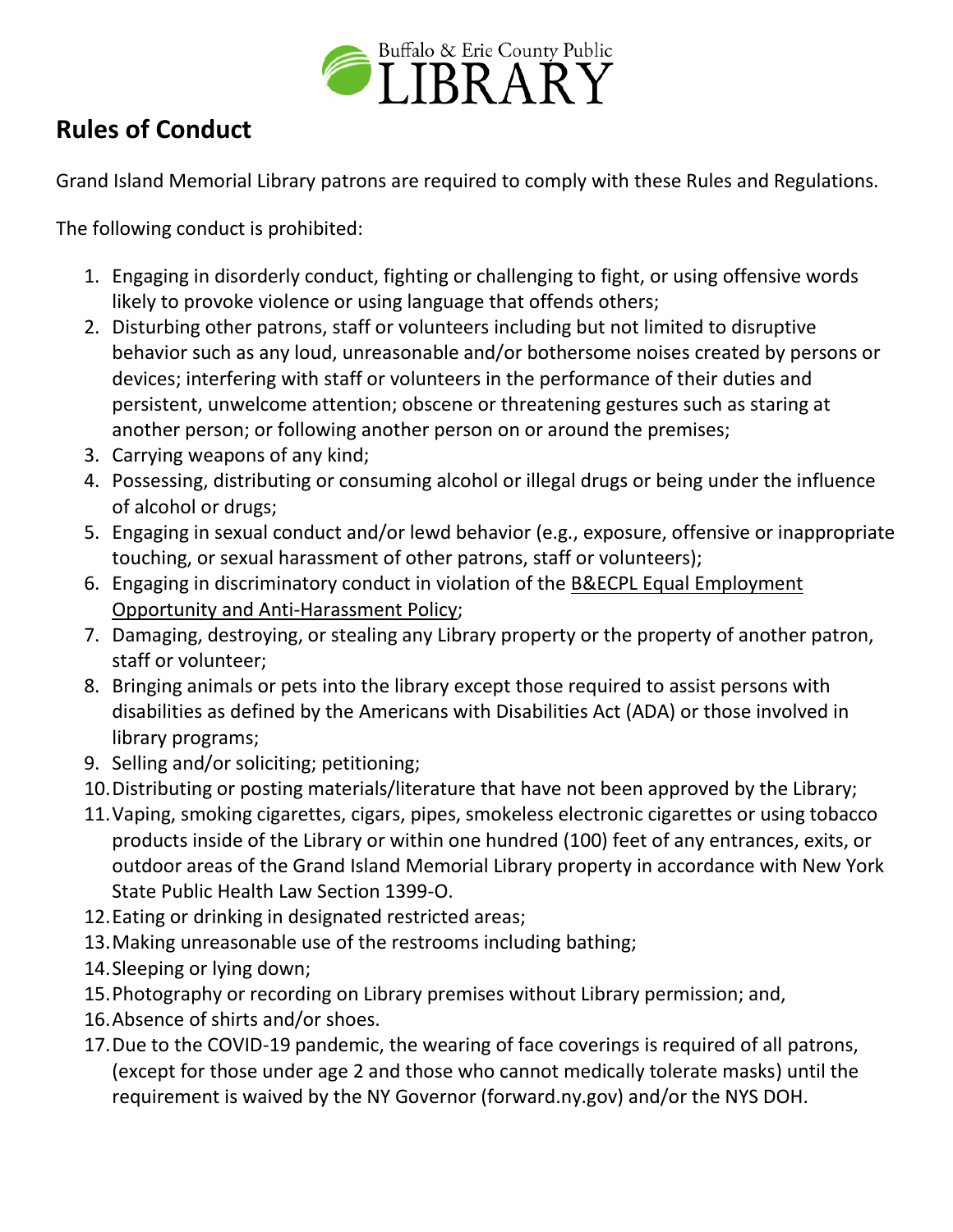Buffalo & Erie County Public LIBRARY

# Rules of Conduct

Grand Island Memorial Library patrons are required to comply with these Rules and Regulations.

The following conduct is prohibited:

1. Engaging in disorderly conduct, fighting or challenging to fight, or using offensive words likely to provoke violence or using language that offends others;
2. Disturbing other patrons, staff or volunteers including but not limited to disruptive behavior such as any loud, unreasonable and/or bothersome noises created by persons or devices; interfering with staff or volunteers in the performance of their duties and persistent, unwelcome attention; obscene or threatening gestures such as staring at another person; or following another person on or around the premises;
3. Carrying weapons of any kind;
4. Possessing, distributing or consuming alcohol or illegal drugs or being under the influence of alcohol or drugs;
5. Engaging in sexual conduct and/or lewd behavior (e.g., exposure, offensive or inappropriate touching, or sexual harassment of other patrons, staff or volunteers);
6. Engaging in discriminatory conduct in violation of the B&ECPL Equal Employment Opportunity and Anti-Harassment Policy;
7. Damaging, destroying, or stealing any Library property or the property of another patron, staff or volunteer;
8. Bringing animals or pets into the library except those required to assist persons with disabilities as defined by the Americans with Disabilities Act (ADA) or those involved in library programs;
9. Selling and/or soliciting; petitioning;
10. Distributing or posting materials/literature that have not been approved by the Library;
11. Vaping, smoking cigarettes, cigars, pipes, smokeless electronic cigarettes or using tobacco products inside of the Library or within one hundred (100) feet of any entrances, exits, or outdoor areas of the Grand Island Memorial Library property in accordance with New York State Public Health Law Section 1399-O.
12. Eating or drinking in designated restricted areas;
13. Making unreasonable use of the restrooms including bathing;
14. Sleeping or lying down;
15. Photography or recording on Library premises without Library permission; and,
16. Absence of shirts and/or shoes.
17. Due to the COVID-19 pandemic, the wearing of face coverings is required of all patrons, (except for those under age 2 and those who cannot medically tolerate masks) until the requirement is waived by the NY Governor (forward.ny.gov) and/or the NYS DOH.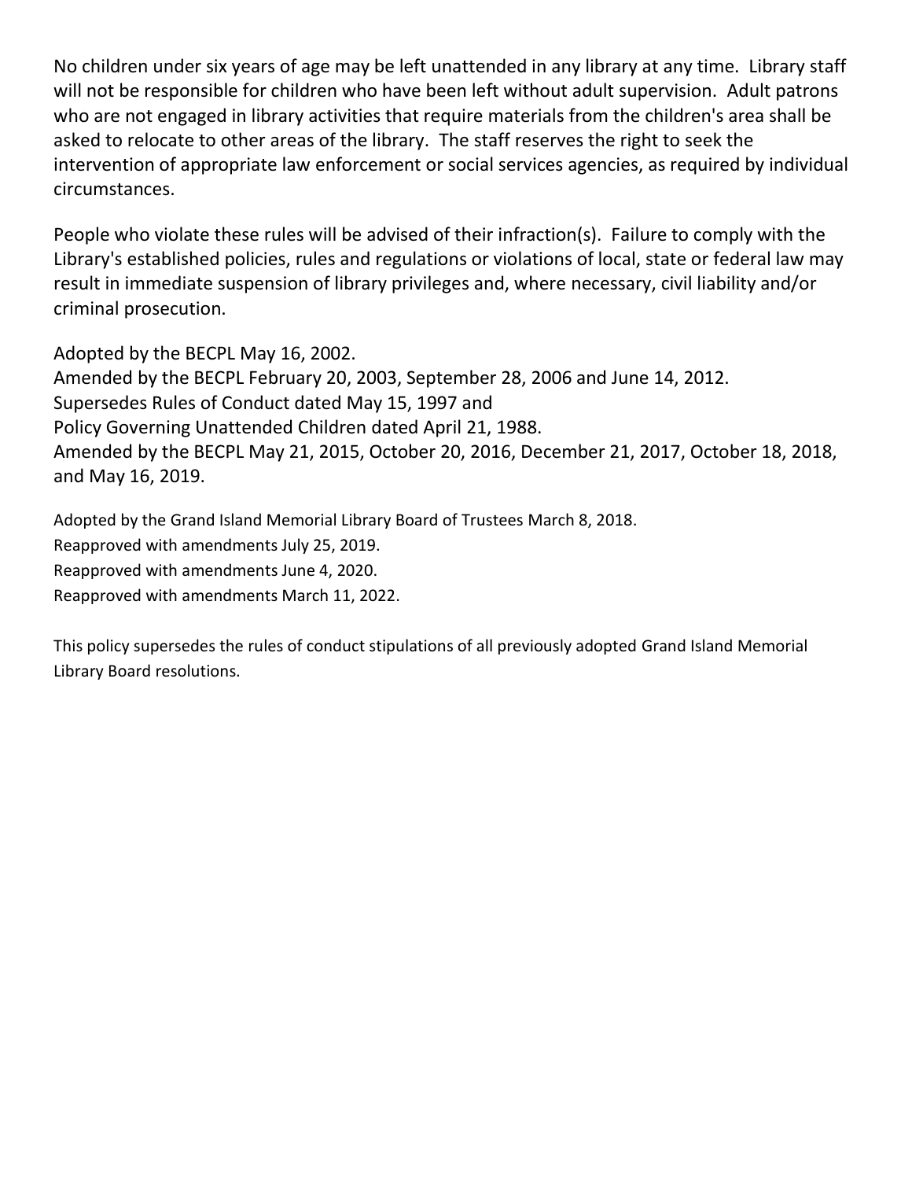No children under six years of age may be left unattended in any library at any time. Library staff will not be responsible for children who have been left without adult supervision. Adult patrons who are not engaged in library activities that require materials from the children's area shall be asked to relocate to other areas of the library. The staff reserves the right to seek the intervention of appropriate law enforcement or social services agencies, as required by individual circumstances.

People who violate these rules will be advised of their infraction(s). Failure to comply with the Library's established policies, rules and regulations or violations of local, state or federal law may result in immediate suspension of library privileges and, where necessary, civil liability and/or criminal prosecution.

Adopted by the BECPL May 16, 2002.
Amended by the BECPL February 20, 2003, September 28, 2006 and June 14, 2012.
Supersedes Rules of Conduct dated May 15, 1997 and
Policy Governing Unattended Children dated April 21, 1988.
Amended by the BECPL May 21, 2015, October 20, 2016, December 21, 2017, October 18, 2018, and May 16, 2019.

Adopted by the Grand Island Memorial Library Board of Trustees March 8, 2018.
Reapproved with amendments July 25, 2019.
Reapproved with amendments June 4, 2020.
Reapproved with amendments March 11, 2022.

This policy supersedes the rules of conduct stipulations of all previously adopted Grand Island Memorial Library Board resolutions.